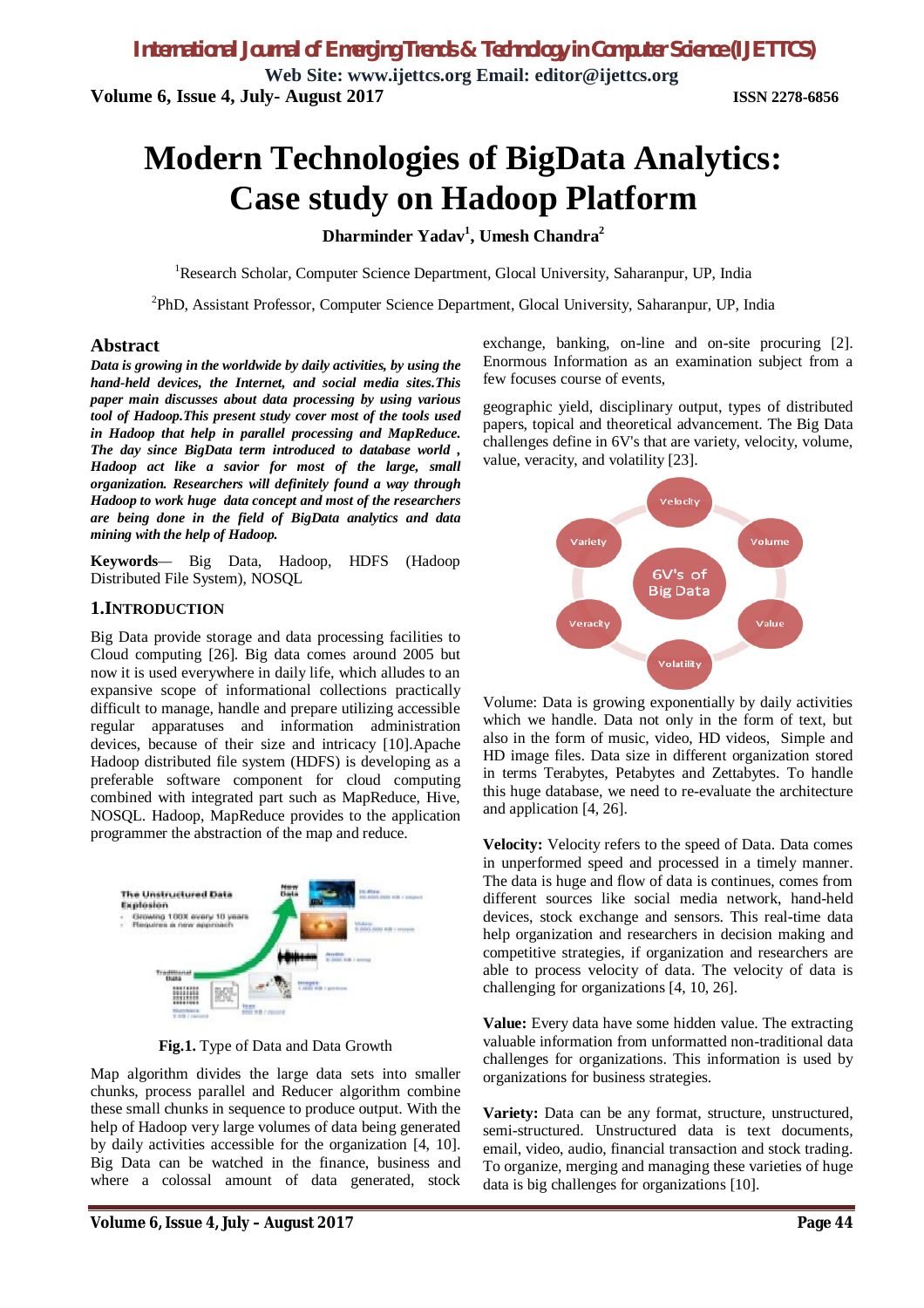# Modern Technologies of BigData Analytics: Case study on Hadoop Platform

**Dharminder Yadav[1], Umesh Chandra[2]**

[1]Research Scholar, Computer Science Department, Glocal University, Saharanpur, UP, India

[2]PhD, Assistant Professor, Computer Science Department, Glocal University, Saharanpur, UP, India

## Abstract

***Data is growing in the worldwide by daily activities, by using the hand-held devices, the Internet, and social media sites.This paper main discusses about data processing by using various tool of Hadoop.This present study cover most of the tools used in Hadoop that help in parallel processing and MapReduce. The day since BigData term introduced to database world , Hadoop act like a savior for most of the large, small organization. Researchers will definitely found a way through Hadoop to work huge data concept and most of the researchers are being done in the field of BigData analytics and data mining with the help of Hadoop.***

**Keywords**— Big Data, Hadoop, HDFS (Hadoop Distributed File System), NOSQL

## 1.INTRODUCTION

Big Data provide storage and data processing facilities to Cloud computing [26]. Big data comes around 2005 but now it is used everywhere in daily life, which alludes to an expansive scope of informational collections practically difficult to manage, handle and prepare utilizing accessible regular apparatuses and information administration devices, because of their size and intricacy [10].Apache Hadoop distributed file system (HDFS) is developing as a preferable software component for cloud computing combined with integrated part such as MapReduce, Hive, NOSQL. Hadoop, MapReduce provides to the application programmer the abstraction of the map and reduce.

**Fig.1.** Type of Data and Data Growth

Map algorithm divides the large data sets into smaller chunks, process parallel and Reducer algorithm combine these small chunks in sequence to produce output. With the help of Hadoop very large volumes of data being generated by daily activities accessible for the organization [4, 10]. Big Data can be watched in the finance, business and where a colossal amount of data generated, stock exchange, banking, on-line and on-site procuring [2]. Enormous Information as an examination subject from a few focuses course of events,

geographic yield, disciplinary output, types of distributed papers, topical and theoretical advancement. The Big Data challenges define in 6V's that are variety, velocity, volume, value, veracity, and volatility [23].

Volume: Data is growing exponentially by daily activities which we handle. Data not only in the form of text, but also in the form of music, video, HD videos, Simple and HD image files. Data size in different organization stored in terms Terabytes, Petabytes and Zettabytes. To handle this huge database, we need to re-evaluate the architecture and application [4, 26].

**Velocity:** Velocity refers to the speed of Data. Data comes in unperformed speed and processed in a timely manner. The data is huge and flow of data is continues, comes from different sources like social media network, hand-held devices, stock exchange and sensors. This real-time data help organization and researchers in decision making and competitive strategies, if organization and researchers are able to process velocity of data. The velocity of data is challenging for organizations [4, 10, 26].

**Value:** Every data have some hidden value. The extracting valuable information from unformatted non-traditional data challenges for organizations. This information is used by organizations for business strategies.

**Variety:** Data can be any format, structure, unstructured, semi-structured. Unstructured data is text documents, email, video, audio, financial transaction and stock trading. To organize, merging and managing these varieties of huge data is big challenges for organizations [10].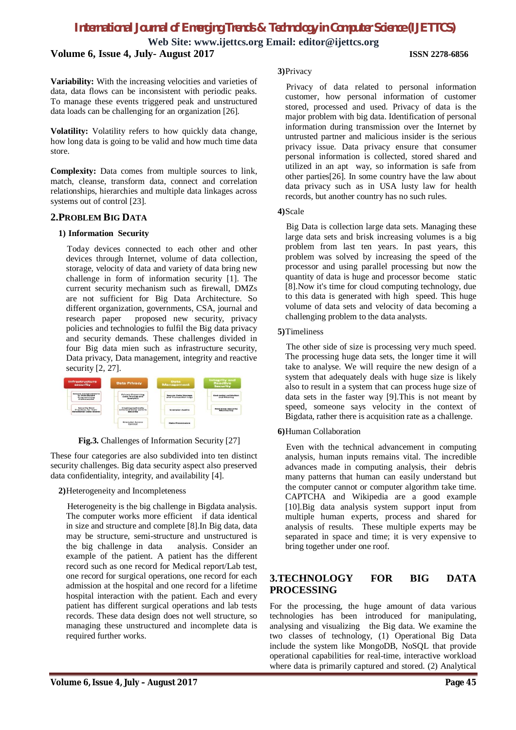**Variability:** With the increasing velocities and varieties of data, data flows can be inconsistent with periodic peaks. To manage these events triggered peak and unstructured data loads can be challenging for an organization [26].

**Volatility:** Volatility refers to how quickly data change, how long data is going to be valid and how much time data store.

**Complexity:** Data comes from multiple sources to link, match, cleanse, transform data, connect and correlation relationships, hierarchies and multiple data linkages across systems out of control [23].

## 2.PROBLEM BIG DATA

### 1) Information Security

Today devices connected to each other and other devices through Internet, volume of data collection, storage, velocity of data and variety of data bring new challenge in form of information security [1]. The current security mechanism such as firewall, DMZs are not sufficient for Big Data Architecture. So different organization, governments, CSA, journal and research paper proposed new security, privacy policies and technologies to fulfil the Big data privacy and security demands. These challenges divided in four Big data mien such as infrastructure security, Data privacy, Data management, integrity and reactive security [2, 27].

**Fig.3.** Challenges of Information Security [27]

These four categories are also subdivided into ten distinct security challenges. Big data security aspect also preserved data confidentiality, integrity, and availability [4].

### 2)Heterogeneity and Incompleteness

Heterogeneity is the big challenge in Bigdata analysis. The computer works more efficient if data identical in size and structure and complete [8].In Big data, data may be structure, semi-structure and unstructured is the big challenge in data analysis. Consider an example of the patient. A patient has the different record such as one record for Medical report/Lab test, one record for surgical operations, one record for each admission at the hospital and one record for a lifetime hospital interaction with the patient. Each and every patient has different surgical operations and lab tests records. These data design does not well structure, so managing these unstructured and incomplete data is required further works.

### 3)Privacy

Privacy of data related to personal information customer, how personal information of customer stored, processed and used. Privacy of data is the major problem with big data. Identification of personal information during transmission over the Internet by untrusted partner and malicious insider is the serious privacy issue. Data privacy ensure that consumer personal information is collected, stored shared and utilized in an apt way, so information is safe from other parties[26]. In some country have the law about data privacy such as in USA lusty law for health records, but another country has no such rules.

### 4)Scale

Big Data is collection large data sets. Managing these large data sets and brisk increasing volumes is a big problem from last ten years. In past years, this problem was solved by increasing the speed of the processor and using parallel processing but now the quantity of data is huge and processor become static [8].Now it's time for cloud computing technology, due to this data is generated with high speed. This huge volume of data sets and velocity of data becoming a challenging problem to the data analysts.

### 5)Timeliness

The other side of size is processing very much speed. The processing huge data sets, the longer time it will take to analyse. We will require the new design of a system that adequately deals with huge size is likely also to result in a system that can process huge size of data sets in the faster way [9].This is not meant by speed, someone says velocity in the context of Bigdata, rather there is acquisition rate as a challenge.

### 6)Human Collaboration

Even with the technical advancement in computing analysis, human inputs remains vital. The incredible advances made in computing analysis, their debris many patterns that human can easily understand but the computer cannot or computer algorithm take time. CAPTCHA and Wikipedia are a good example [10].Big data analysis system support input from multiple human experts, process and shared for analysis of results. These multiple experts may be separated in space and time; it is very expensive to bring together under one roof.

## 3.TECHNOLOGY FOR BIG DATA PROCESSING

For the processing, the huge amount of data various technologies has been introduced for manipulating, analysing and visualizing the Big data. We examine the two classes of technology, (1) Operational Big Data include the system like MongoDB, NoSQL that provide operational capabilities for real-time, interactive workload where data is primarily captured and stored. (2) Analytical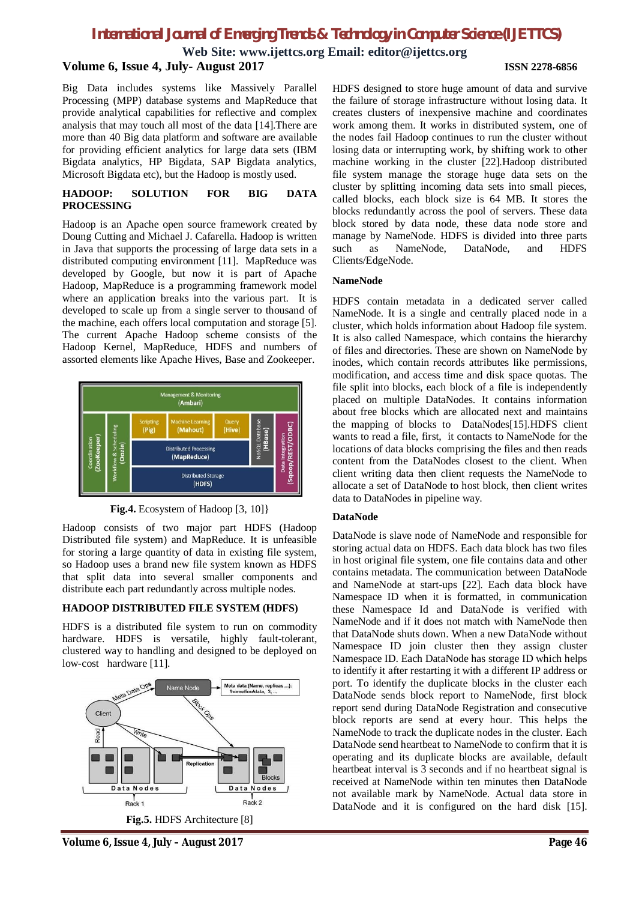Big Data includes systems like Massively Parallel Processing (MPP) database systems and MapReduce that provide analytical capabilities for reflective and complex analysis that may touch all most of the data [14].There are more than 40 Big data platform and software are available for providing efficient analytics for large data sets (IBM Bigdata analytics, HP Bigdata, SAP Bigdata analytics, Microsoft Bigdata etc), but the Hadoop is mostly used.

## HADOOP: SOLUTION FOR BIG DATA PROCESSING

Hadoop is an Apache open source framework created by Doung Cutting and Michael J. Cafarella. Hadoop is written in Java that supports the processing of large data sets in a distributed computing environment [11]. MapReduce was developed by Google, but now it is part of Apache Hadoop, MapReduce is a programming framework model where an application breaks into the various part. It is developed to scale up from a single server to thousand of the machine, each offers local computation and storage [5]. The current Apache Hadoop scheme consists of the Hadoop Kernel, MapReduce, HDFS and numbers of assorted elements like Apache Hives, Base and Zookeeper.

**Fig.4.** Ecosystem of Hadoop [3, 10]}

Hadoop consists of two major part HDFS (Hadoop Distributed file system) and MapReduce. It is unfeasible for storing a large quantity of data in existing file system, so Hadoop uses a brand new file system known as HDFS that split data into several smaller components and distribute each part redundantly across multiple nodes.

## HADOOP DISTRIBUTED FILE SYSTEM (HDFS)

HDFS is a distributed file system to run on commodity hardware. HDFS is versatile, highly fault-tolerant, clustered way to handling and designed to be deployed on low-cost hardware [11].

**Fig.5.** HDFS Architecture [8]

HDFS designed to store huge amount of data and survive the failure of storage infrastructure without losing data. It creates clusters of inexpensive machine and coordinates work among them. It works in distributed system, one of the nodes fail Hadoop continues to run the cluster without losing data or interrupting work, by shifting work to other machine working in the cluster [22].Hadoop distributed file system the storage manage huge data sets on the cluster by splitting incoming data sets into small pieces, called blocks, each block size is 64 MB. It stores the blocks redundantly across the pool of servers. These data block stored by data node, these data node store and manage by NameNode. HDFS is divided into three parts such as NameNode, DataNode, and HDFS Clients/EdgeNode.

### NameNode

HDFS contain metadata in a dedicated server called NameNode. It is a single and centrally placed node in a cluster, which holds information about Hadoop file system. It is also called Namespace, which contains the hierarchy of files and directories. These are shown on NameNode by inodes, which contain records attributes like permissions, modification, and access time and disk space quotas. The file split into blocks, each block of a file is independently placed on multiple DataNodes. It contains information about free blocks which are allocated next and maintains the mapping of blocks to DataNodes[15].HDFS client wants to read a file, first, it contacts to NameNode for the locations of data blocks comprising the files and then reads content from the DataNodes closest to the client. When client writing data then client requests the NameNode to allocate a set of DataNode to host block, then client writes data to DataNodes in pipeline way.

### DataNode

DataNode is slave node of NameNode and responsible for storing actual data on HDFS. Each data block has two files in host original file system, one file contains data and other contains metadata. The communication between DataNode and NameNode at start-ups [22]. Each data block have Namespace ID when it is formatted, in communication these Namespace Id and DataNode is verified with NameNode and if it does not match with NameNode then that DataNode shuts down. When a new DataNode without Namespace ID join cluster then they assign cluster Namespace ID. Each DataNode has storage ID which helps to identify it after restarting it with a different IP address or port. To identify the duplicate blocks in the cluster each DataNode sends block report to NameNode, first block report send during DataNode Registration and consecutive block reports are send at every hour. This helps the NameNode to track the duplicate nodes in the cluster. Each DataNode send heartbeat to NameNode to confirm that it is operating and its duplicate blocks are available, default heartbeat interval is 3 seconds and if no heartbeat signal is received at NameNode within ten minutes then DataNode not available mark by NameNode. Actual data store in DataNode and it is configured on the hard disk [15].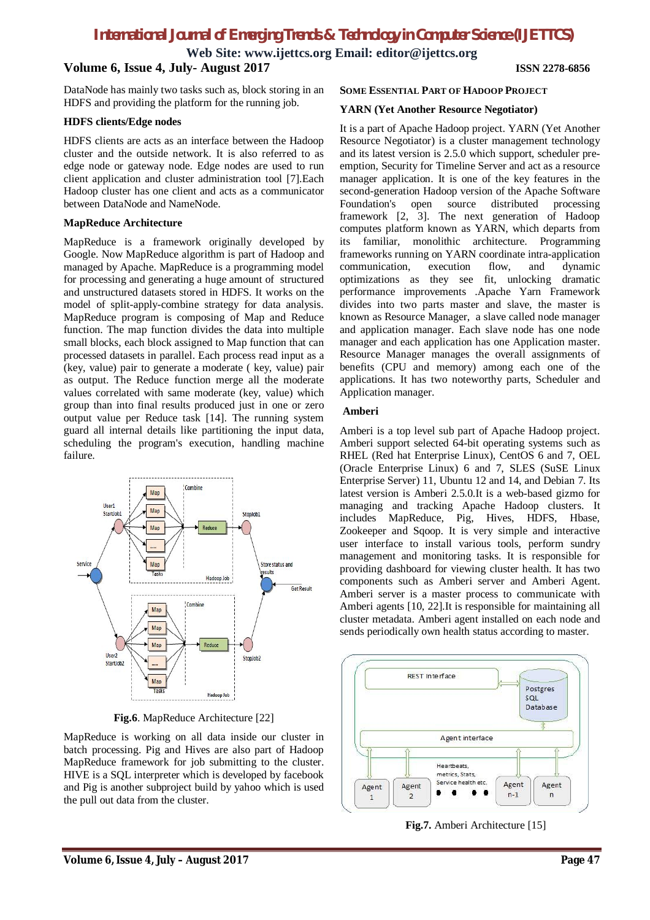DataNode has mainly two tasks such as, block storing in an HDFS and providing the platform for the running job.

### HDFS clients/Edge nodes

HDFS clients are acts as an interface between the Hadoop cluster and the outside network. It is also referred to as edge node or gateway node. Edge nodes are used to run client application and cluster administration tool [7].Each Hadoop cluster has one client and acts as a communicator between DataNode and NameNode.

### MapReduce Architecture

MapReduce is a framework originally developed by Google. Now MapReduce algorithm is part of Hadoop and managed by Apache. MapReduce is a programming model for processing and generating a huge amount of structured and unstructured datasets stored in HDFS. It works on the model of split-apply-combine strategy for data analysis. MapReduce program is composing of Map and Reduce function. The map function divides the data into multiple small blocks, each block assigned to Map function that can processed datasets in parallel. Each process read input as a (key, value) pair to generate a moderate ( key, value) pair as output. The Reduce function merge all the moderate values correlated with same moderate (key, value) which group than into final results produced just in one or zero output value per Reduce task [14]. The running system guard all internal details like partitioning the input data, scheduling the program's execution, handling machine failure.

**Fig.6**. MapReduce Architecture [22]

MapReduce is working on all data inside our cluster in batch processing. Pig and Hives are also part of Hadoop MapReduce framework for job submitting to the cluster. HIVE is a SQL interpreter which is developed by facebook and Pig is another subproject build by yahoo which is used the pull out data from the cluster.

## Some Essential Part of Hadoop Project

### YARN (Yet Another Resource Negotiator)

It is a part of Apache Hadoop project. YARN (Yet Another Resource Negotiator) is a cluster management technology and its latest version is 2.5.0 which support, scheduler pre-emption, Security for Timeline Server and act as a resource manager application. It is one of the key features in the second-generation Hadoop version of the Apache Software Foundation's open source distributed processing framework [2, 3]. The next generation of Hadoop computes platform known as YARN, which departs from its familiar, monolithic architecture. Programming frameworks running on YARN coordinate intra-application communication, execution flow, and dynamic optimizations as they see fit, unlocking dramatic performance improvements .Apache Yarn Framework divides into two parts master and slave, the master is known as Resource Manager, a slave called node manager and application manager. Each slave node has one node manager and each application has one Application master. Resource Manager manages the overall assignments of benefits (CPU and memory) among each one of the applications. It has two noteworthy parts, Scheduler and Application manager.

### Amberi

Amberi is a top level sub part of Apache Hadoop project. Amberi support selected 64-bit operating systems such as RHEL (Red hat Enterprise Linux), CentOS 6 and 7, OEL (Oracle Enterprise Linux) 6 and 7, SLES (SuSE Linux Enterprise Server) 11, Ubuntu 12 and 14, and Debian 7. Its latest version is Amberi 2.5.0.It is a web-based gizmo for managing and tracking Apache Hadoop clusters. It includes MapReduce, Pig, Hives, HDFS, Hbase, Zookeeper and Sqoop. It is very simple and interactive user interface to install various tools, perform sundry management and monitoring tasks. It is responsible for providing dashboard for viewing cluster health. It has two components such as Amberi server and Amberi Agent. Amberi server is a master process to communicate with Amberi agents [10, 22].It is responsible for maintaining all cluster metadata. Amberi agent installed on each node and sends periodically own health status according to master.

**Fig.7.** Amberi Architecture [15]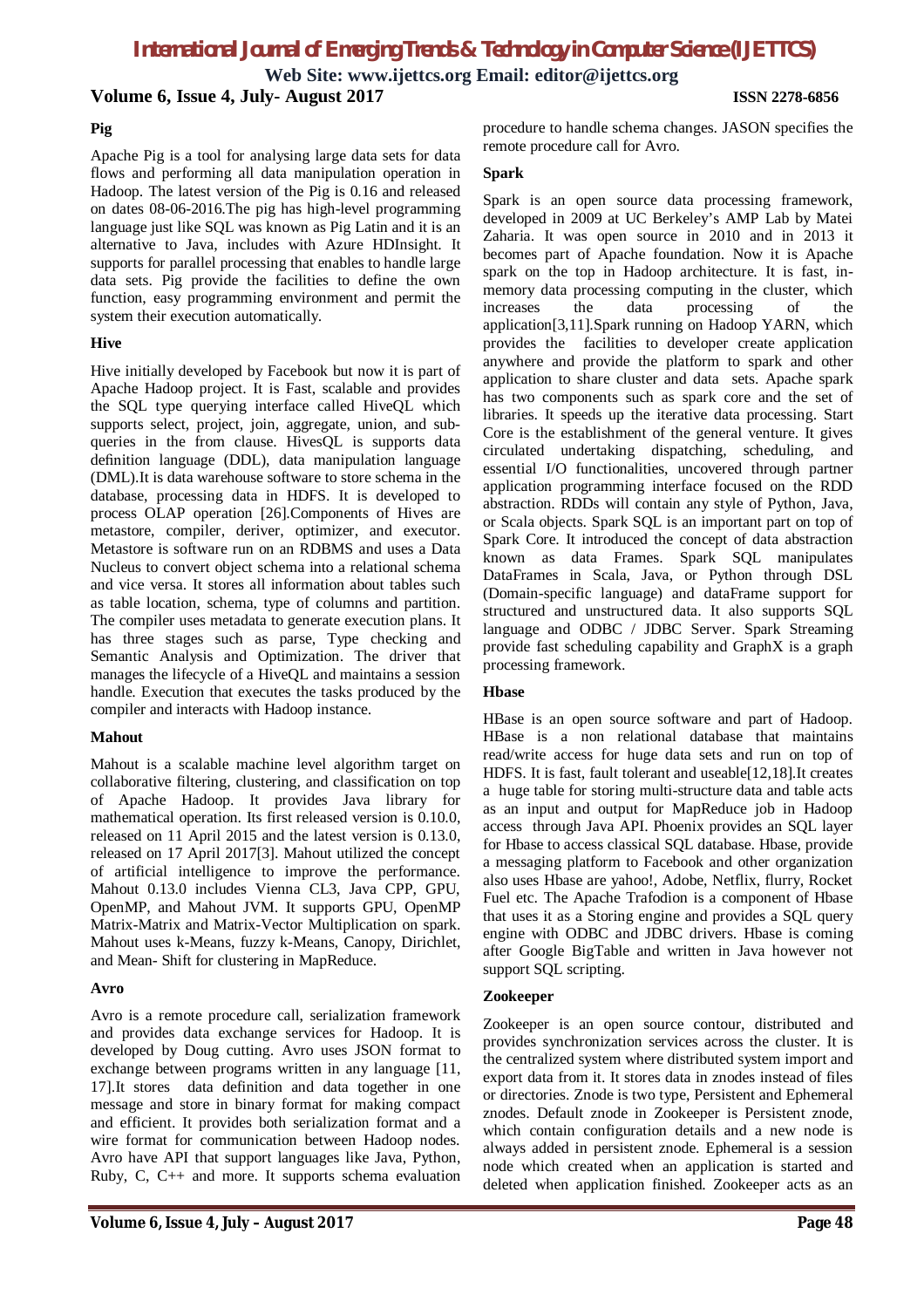### Pig

Apache Pig is a tool for analysing large data sets for data flows and performing all data manipulation operation in Hadoop. The latest version of the Pig is 0.16 and released on dates 08-06-2016.The pig has high-level programming language just like SQL was known as Pig Latin and it is an alternative to Java, includes with Azure HDInsight. It supports for parallel processing that enables to handle large data sets. Pig provide the facilities to define the own function, easy programming environment and permit the system their execution automatically.

### Hive

Hive initially developed by Facebook but now it is part of Apache Hadoop project. It is Fast, scalable and provides the SQL type querying interface called HiveQL which supports select, project, join, aggregate, union, and sub-queries in the from clause. HivesQL is supports data definition language (DDL), data manipulation language (DML).It is data warehouse software to store schema in the database, processing data in HDFS. It is developed to process OLAP operation [26].Components of Hives are metastore, compiler, deriver, optimizer, and executor. Metastore is software run on an RDBMS and uses a Data Nucleus to convert object schema into a relational schema and vice versa. It stores all information about tables such as table location, schema, type of columns and partition. The compiler uses metadata to generate execution plans. It has three stages such as parse, Type checking and Semantic Analysis and Optimization. The driver that manages the lifecycle of a HiveQL and maintains a session handle. Execution that executes the tasks produced by the compiler and interacts with Hadoop instance.

### Mahout

Mahout is a scalable machine level algorithm target on collaborative filtering, clustering, and classification on top of Apache Hadoop. It provides Java library for mathematical operation. Its first released version is 0.10.0, released on 11 April 2015 and the latest version is 0.13.0, released on 17 April 2017[3]. Mahout utilized the concept of artificial intelligence to improve the performance. Mahout 0.13.0 includes Vienna CL3, Java CPP, GPU, OpenMP, and Mahout JVM. It supports GPU, OpenMP Matrix-Matrix and Matrix-Vector Multiplication on spark. Mahout uses k-Means, fuzzy k-Means, Canopy, Dirichlet, and Mean- Shift for clustering in MapReduce.

### Avro

Avro is a remote procedure call, serialization framework and provides data exchange services for Hadoop. It is developed by Doug cutting. Avro uses JSON format to exchange between programs written in any language [11, 17].It stores data definition and data together in one message and store in binary format for making compact and efficient. It provides both serialization format and a wire format for communication between Hadoop nodes. Avro have API that support languages like Java, Python, Ruby, C, C++ and more. It supports schema evaluation procedure to handle schema changes. JASON specifies the remote procedure call for Avro.

### Spark

Spark is an open source data processing framework, developed in 2009 at UC Berkeley's AMP Lab by Matei Zaharia. It was open source in 2010 and in 2013 it becomes part of Apache foundation. Now it is Apache spark on the top in Hadoop architecture. It is fast, in-memory data processing computing in the cluster, which increases the data processing of the application[3,11].Spark running on Hadoop YARN, which provides the facilities to developer create application anywhere and provide the platform to spark and other application to share cluster and data sets. Apache spark has two components such as spark core and the set of libraries. It speeds up the iterative data processing. Start Core is the establishment of the general venture. It gives circulated undertaking dispatching, scheduling, and essential I/O functionalities, uncovered through partner application programming interface focused on the RDD abstraction. RDDs will contain any style of Python, Java, or Scala objects. Spark SQL is an important part on top of Spark Core. It introduced the concept of data abstraction known as data Frames. Spark SQL manipulates DataFrames in Scala, Java, or Python through DSL (Domain-specific language) and dataFrame support for structured and unstructured data. It also supports SQL language and ODBC / JDBC Server. Spark Streaming provide fast scheduling capability and GraphX is a graph processing framework.

### Hbase

HBase is an open source software and part of Hadoop. HBase is a non relational database that maintains read/write access for huge data sets and run on top of HDFS. It is fast, fault tolerant and useable[12,18].It creates a huge table for storing multi-structure data and table acts as an input and output for MapReduce job in Hadoop access through Java API. Phoenix provides an SQL layer for Hbase to access classical SQL database. Hbase, provide a messaging platform to Facebook and other organization also uses Hbase are yahoo!, Adobe, Netflix, flurry, Rocket Fuel etc. The Apache Trafodion is a component of Hbase that uses it as a Storing engine and provides a SQL query engine with ODBC and JDBC drivers. Hbase is coming after Google BigTable and written in Java however not support SQL scripting.

### Zookeeper

Zookeeper is an open source contour, distributed and provides synchronization services across the cluster. It is the centralized system where distributed system import and export data from it. It stores data in znodes instead of files or directories. Znode is two type, Persistent and Ephemeral znodes. Default znode in Zookeeper is Persistent znode, which contain configuration details and a new node is always added in persistent znode. Ephemeral is a session node which created when an application is started and deleted when application finished. Zookeeper acts as an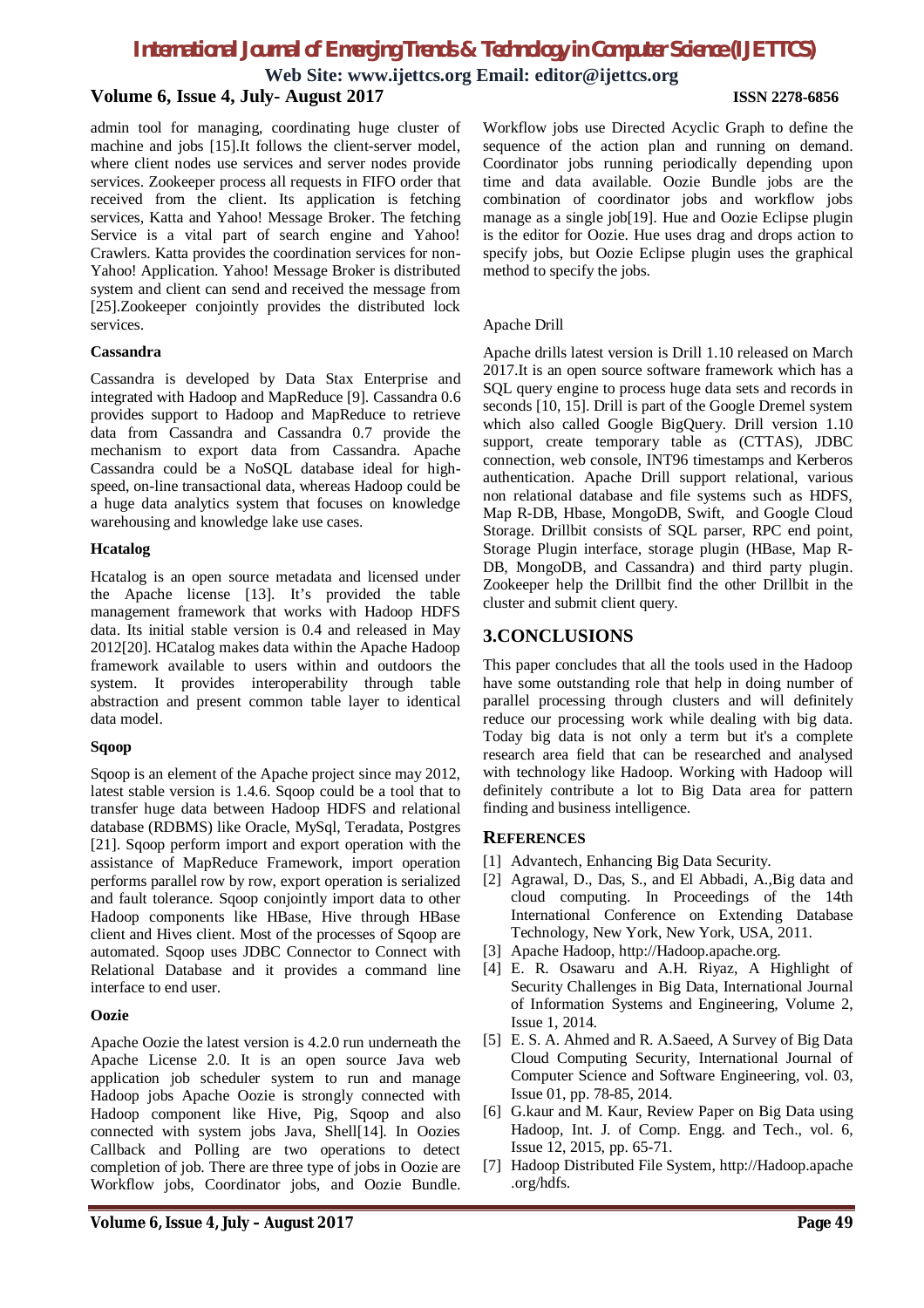admin tool for managing, coordinating huge cluster of machine and jobs [15].It follows the client-server model, where client nodes use services and server nodes provide services. Zookeeper process all requests in FIFO order that received from the client. Its application is fetching services, Katta and Yahoo! Message Broker. The fetching Service is a vital part of search engine and Yahoo! Crawlers. Katta provides the coordination services for non-Yahoo! Application. Yahoo! Message Broker is distributed system and client can send and received the message from [25].Zookeeper conjointly provides the distributed lock services.

**Cassandra**

Cassandra is developed by Data Stax Enterprise and integrated with Hadoop and MapReduce [9]. Cassandra 0.6 provides support to Hadoop and MapReduce to retrieve data from Cassandra and Cassandra 0.7 provide the mechanism to export data from Cassandra. Apache Cassandra could be a NoSQL database ideal for high-speed, on-line transactional data, whereas Hadoop could be a huge data analytics system that focuses on knowledge warehousing and knowledge lake use cases.

**Hcatalog**

Hcatalog is an open source metadata and licensed under the Apache license [13]. It's provided the table management framework that works with Hadoop HDFS data. Its initial stable version is 0.4 and released in May 2012[20]. HCatalog makes data within the Apache Hadoop framework available to users within and outdoors the system. It provides interoperability through table abstraction and present common table layer to identical data model.

**Sqoop**

Sqoop is an element of the Apache project since may 2012, latest stable version is 1.4.6. Sqoop could be a tool that to transfer huge data between Hadoop HDFS and relational database (RDBMS) like Oracle, MySql, Teradata, Postgres [21]. Sqoop perform import and export operation with the assistance of MapReduce Framework, import operation performs parallel row by row, export operation is serialized and fault tolerance. Sqoop conjointly import data to other Hadoop components like HBase, Hive through HBase client and Hives client. Most of the processes of Sqoop are automated. Sqoop uses JDBC Connector to Connect with Relational Database and it provides a command line interface to end user.

**Oozie**

Apache Oozie the latest version is 4.2.0 run underneath the Apache License 2.0. It is an open source Java web application job scheduler system to run and manage Hadoop jobs Apache Oozie is strongly connected with Hadoop component like Hive, Pig, Sqoop and also connected with system jobs Java, Shell[14]. In Oozies Callback and Polling are two operations to detect completion of job. There are three type of jobs in Oozie are Workflow jobs, Coordinator jobs, and Oozie Bundle. Workflow jobs use Directed Acyclic Graph to define the sequence of the action plan and running on demand. Coordinator jobs running periodically depending upon time and data available. Oozie Bundle jobs are the combination of coordinator jobs and workflow jobs manage as a single job[19]. Hue and Oozie Eclipse plugin is the editor for Oozie. Hue uses drag and drops action to specify jobs, but Oozie Eclipse plugin uses the graphical method to specify the jobs.

Apache Drill

Apache drills latest version is Drill 1.10 released on March 2017.It is an open source software framework which has a SQL query engine to process huge data sets and records in seconds [10, 15]. Drill is part of the Google Dremel system which also called Google BigQuery. Drill version 1.10 support, create temporary table as (CTTAS), JDBC connection, web console, INT96 timestamps and Kerberos authentication. Apache Drill support relational, various non relational database and file systems such as HDFS, Map R-DB, Hbase, MongoDB, Swift, and Google Cloud Storage. Drillbit consists of SQL parser, RPC end point, Storage Plugin interface, storage plugin (HBase, Map R-DB, MongoDB, and Cassandra) and third party plugin. Zookeeper help the Drillbit find the other Drillbit in the cluster and submit client query.

## 3.CONCLUSIONS

This paper concludes that all the tools used in the Hadoop have some outstanding role that help in doing number of parallel processing through clusters and will definitely reduce our processing work while dealing with big data. Today big data is not only a term but it's a complete research area field that can be researched and analysed with technology like Hadoop. Working with Hadoop will definitely contribute a lot to Big Data area for pattern finding and business intelligence.

## REFERENCES

[1] Advantech, Enhancing Big Data Security.

[2] Agrawal, D., Das, S., and El Abbadi, A.,Big data and cloud computing. In Proceedings of the 14th International Conference on Extending Database Technology, New York, New York, USA, 2011.

[3] Apache Hadoop, http://Hadoop.apache.org.

[4] E. R. Osawaru and A.H. Riyaz, A Highlight of Security Challenges in Big Data, International Journal of Information Systems and Engineering, Volume 2, Issue 1, 2014.

[5] E. S. A. Ahmed and R. A.Saeed, A Survey of Big Data Cloud Computing Security, International Journal of Computer Science and Software Engineering, vol. 03, Issue 01, pp. 78-85, 2014.

[6] G.kaur and M. Kaur, Review Paper on Big Data using Hadoop, Int. J. of Comp. Engg. and Tech., vol. 6, Issue 12, 2015, pp. 65-71.

[7] Hadoop Distributed File System, http://Hadoop.apache .org/hdfs.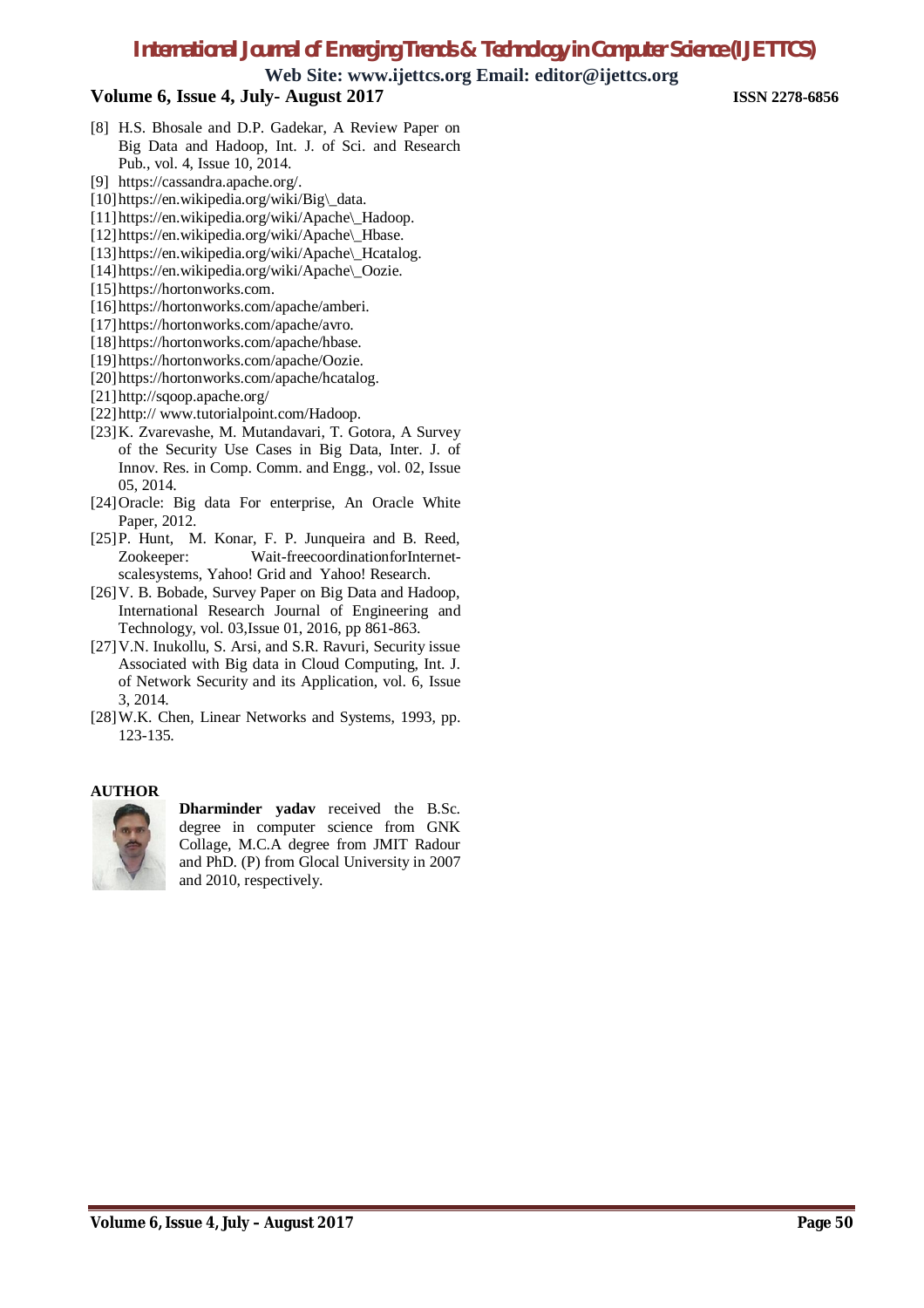[8] H.S. Bhosale and D.P. Gadekar, A Review Paper on Big Data and Hadoop, Int. J. of Sci. and Research Pub., vol. 4, Issue 10, 2014.

[9] https://cassandra.apache.org/.

[10] https://en.wikipedia.org/wiki/Big\_data.

[11] https://en.wikipedia.org/wiki/Apache\_Hadoop.

[12] https://en.wikipedia.org/wiki/Apache\_Hbase.

[13] https://en.wikipedia.org/wiki/Apache\_Hcatalog.

[14] https://en.wikipedia.org/wiki/Apache\_Oozie.

[15] https://hortonworks.com.

[16] https://hortonworks.com/apache/amberi.

[17] https://hortonworks.com/apache/avro.

[18] https://hortonworks.com/apache/hbase.

[19] https://hortonworks.com/apache/Oozie.

[20] https://hortonworks.com/apache/hcatalog.

[21] http://sqoop.apache.org/

[22] http:// www.tutorialpoint.com/Hadoop.

[23] K. Zvarevashe, M. Mutandavari, T. Gotora, A Survey of the Security Use Cases in Big Data, Inter. J. of Innov. Res. in Comp. Comm. and Engg., vol. 02, Issue 05, 2014.

[24] Oracle: Big data For enterprise, An Oracle White Paper, 2012.

[25] P. Hunt, M. Konar, F. P. Junqueira and B. Reed, Zookeeper: Wait-freecoordinationforInternet-scalesystems, Yahoo! Grid and Yahoo! Research.

[26] V. B. Bobade, Survey Paper on Big Data and Hadoop, International Research Journal of Engineering and Technology, vol. 03,Issue 01, 2016, pp 861-863.

[27] V.N. Inukollu, S. Arsi, and S.R. Ravuri, Security issue Associated with Big data in Cloud Computing, Int. J. of Network Security and its Application, vol. 6, Issue 3, 2014.

[28] W.K. Chen, Linear Networks and Systems, 1993, pp. 123-135.

**AUTHOR**

**Dharminder yadav** received the B.Sc. degree in computer science from GNK Collage, M.C.A degree from JMIT Radour and PhD. (P) from Glocal University in 2007 and 2010, respectively.